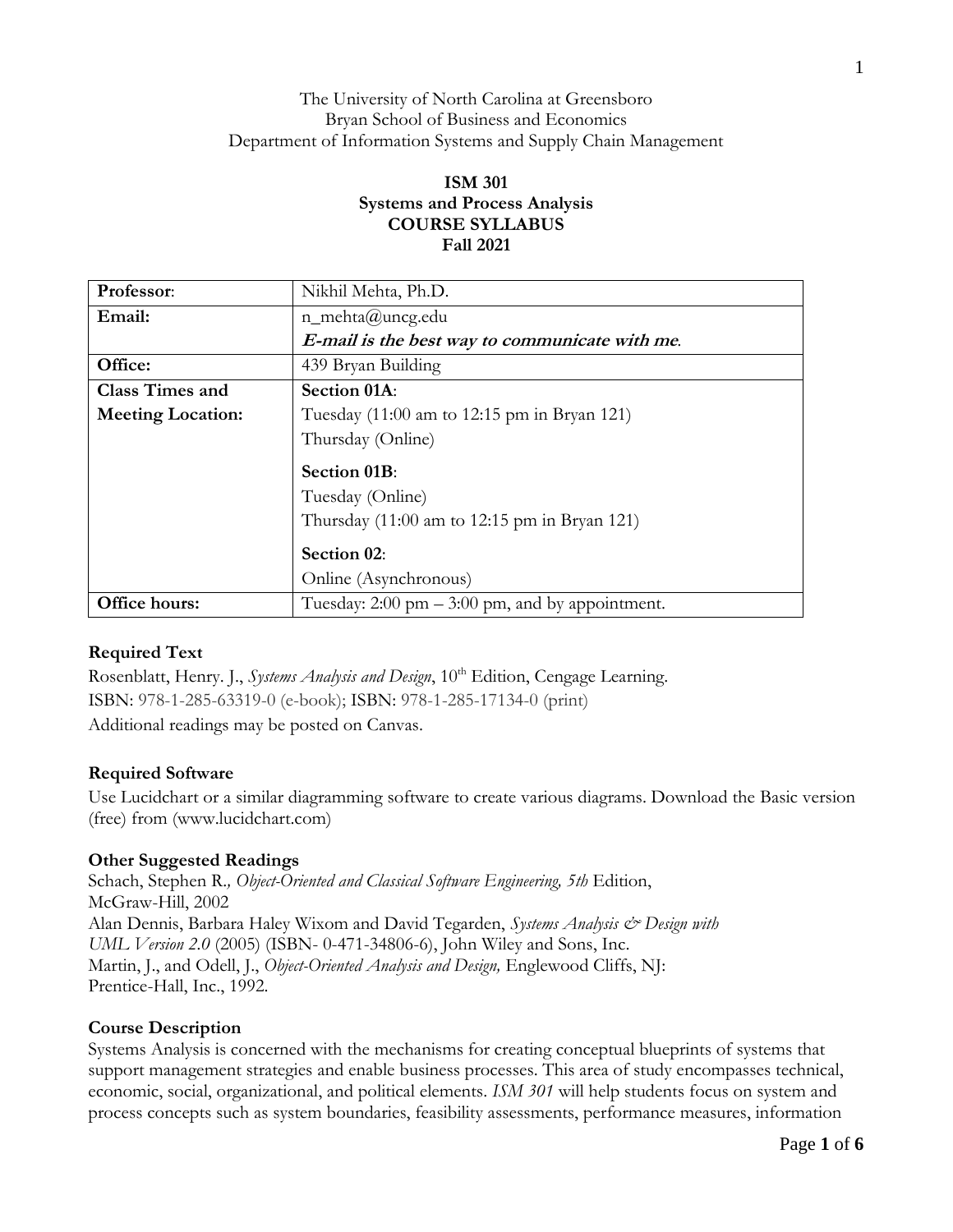The University of North Carolina at Greensboro
Bryan School of Business and Economics
Department of Information Systems and Supply Chain Management

**ISM 301**
**Systems and Process Analysis**
**COURSE SYLLABUS**
**Fall 2021**

| | |
|---|---|
| **Professor**: | Nikhil Mehta, Ph.D. |
| **Email:** | n_mehta@uncg.edu<br>***E-mail is the best way to communicate with me*.** |
| **Office:** | 439 Bryan Building |
| **Class Times and Meeting Location:** | **Section 01A**:<br>Tuesday (11:00 am to 12:15 pm in Bryan 121)<br>Thursday (Online)<br>**Section 01B**:<br>Tuesday (Online)<br>Thursday (11:00 am to 12:15 pm in Bryan 121)<br>**Section 02**:<br>Online (Asynchronous) |
| **Office hours:** | Tuesday: 2:00 pm – 3:00 pm, and by appointment. |

**Required Text**

Rosenblatt, Henry. J., *Systems Analysis and Design*, 10th Edition, Cengage Learning.
ISBN: 978-1-285-63319-0 (e-book); ISBN: 978-1-285-17134-0 (print)
Additional readings may be posted on Canvas.

**Required Software**

Use Lucidchart or a similar diagramming software to create various diagrams. Download the Basic version (free) from (www.lucidchart.com)

**Other Suggested Readings**

Schach, Stephen R., *Object-Oriented and Classical Software Engineering, 5th* Edition, McGraw-Hill, 2002
Alan Dennis, Barbara Haley Wixom and David Tegarden, *Systems Analysis & Design with UML Version 2.0* (2005) (ISBN- 0-471-34806-6), John Wiley and Sons, Inc.
Martin, J., and Odell, J., *Object-Oriented Analysis and Design,* Englewood Cliffs, NJ: Prentice-Hall, Inc., 1992.

**Course Description**

Systems Analysis is concerned with the mechanisms for creating conceptual blueprints of systems that support management strategies and enable business processes. This area of study encompasses technical, economic, social, organizational, and political elements. *ISM 301* will help students focus on system and process concepts such as system boundaries, feasibility assessments, performance measures, information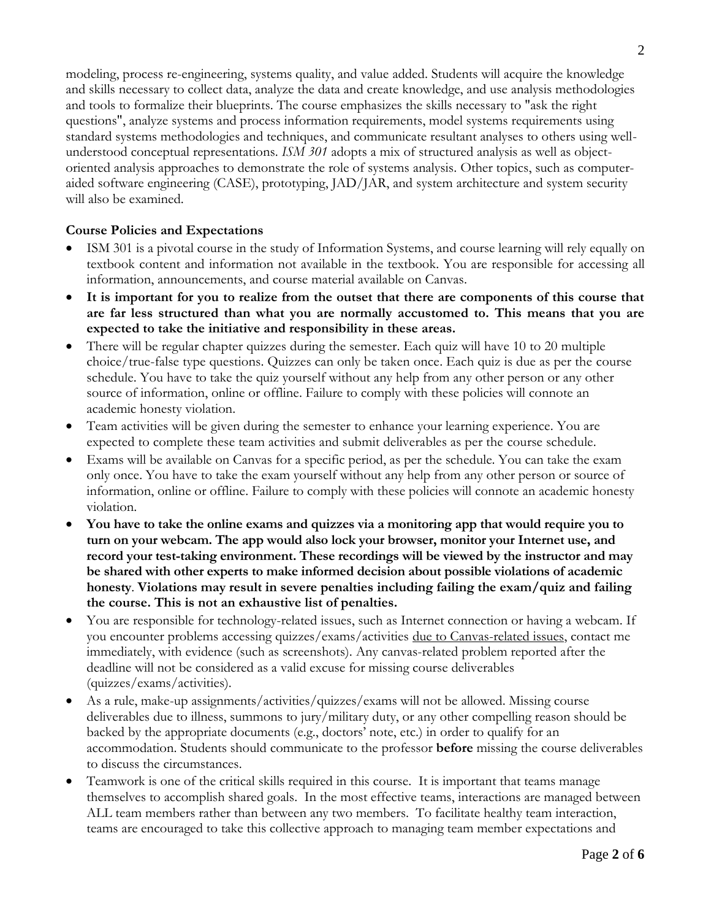modeling, process re-engineering, systems quality, and value added. Students will acquire the knowledge and skills necessary to collect data, analyze the data and create knowledge, and use analysis methodologies and tools to formalize their blueprints. The course emphasizes the skills necessary to "ask the right questions", analyze systems and process information requirements, model systems requirements using standard systems methodologies and techniques, and communicate resultant analyses to others using well-understood conceptual representations. *ISM 301* adopts a mix of structured analysis as well as object-oriented analysis approaches to demonstrate the role of systems analysis. Other topics, such as computer-aided software engineering (CASE), prototyping, JAD/JAR, and system architecture and system security will also be examined.

**Course Policies and Expectations**

- ISM 301 is a pivotal course in the study of Information Systems, and course learning will rely equally on textbook content and information not available in the textbook. You are responsible for accessing all information, announcements, and course material available on Canvas.
- **It is important for you to realize from the outset that there are components of this course that are far less structured than what you are normally accustomed to. This means that you are expected to take the initiative and responsibility in these areas.**
- There will be regular chapter quizzes during the semester. Each quiz will have 10 to 20 multiple choice/true-false type questions. Quizzes can only be taken once. Each quiz is due as per the course schedule. You have to take the quiz yourself without any help from any other person or any other source of information, online or offline. Failure to comply with these policies will connote an academic honesty violation.
- Team activities will be given during the semester to enhance your learning experience. You are expected to complete these team activities and submit deliverables as per the course schedule.
- Exams will be available on Canvas for a specific period, as per the schedule. You can take the exam only once. You have to take the exam yourself without any help from any other person or source of information, online or offline. Failure to comply with these policies will connote an academic honesty violation.
- **You have to take the online exams and quizzes via a monitoring app that would require you to turn on your webcam. The app would also lock your browser, monitor your Internet use, and record your test-taking environment. These recordings will be viewed by the instructor and may be shared with other experts to make informed decision about possible violations of academic honesty**. **Violations may result in severe penalties including failing the exam/quiz and failing the course. This is not an exhaustive list of penalties.**
- You are responsible for technology-related issues, such as Internet connection or having a webcam. If you encounter problems accessing quizzes/exams/activities due to Canvas-related issues, contact me immediately, with evidence (such as screenshots). Any canvas-related problem reported after the deadline will not be considered as a valid excuse for missing course deliverables (quizzes/exams/activities).
- As a rule, make-up assignments/activities/quizzes/exams will not be allowed. Missing course deliverables due to illness, summons to jury/military duty, or any other compelling reason should be backed by the appropriate documents (e.g., doctors' note, etc.) in order to qualify for an accommodation. Students should communicate to the professor **before** missing the course deliverables to discuss the circumstances.
- Teamwork is one of the critical skills required in this course. It is important that teams manage themselves to accomplish shared goals. In the most effective teams, interactions are managed between ALL team members rather than between any two members. To facilitate healthy team interaction, teams are encouraged to take this collective approach to managing team member expectations and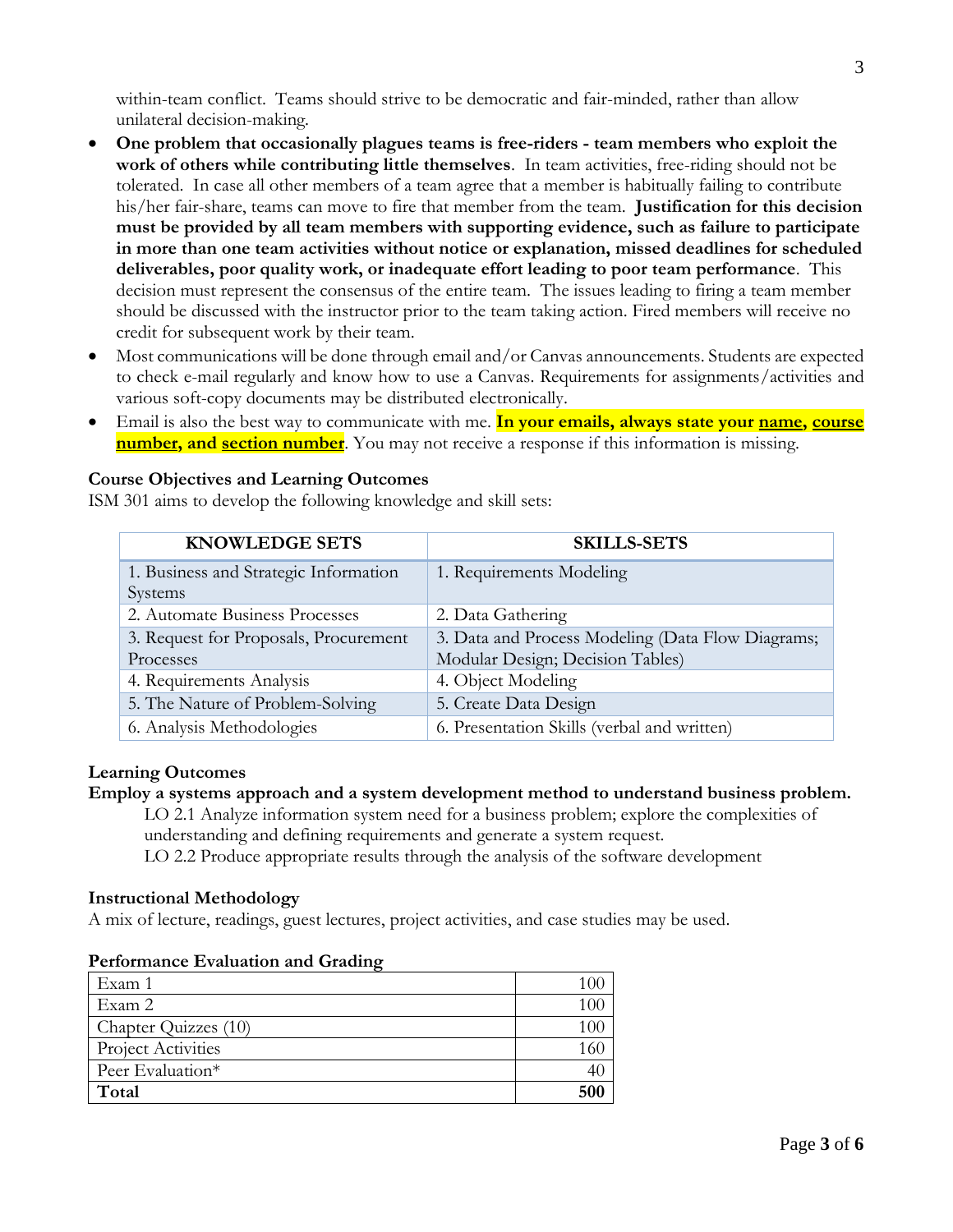within-team conflict. Teams should strive to be democratic and fair-minded, rather than allow unilateral decision-making.

- **One problem that occasionally plagues teams is free-riders - team members who exploit the work of others while contributing little themselves**. In team activities, free-riding should not be tolerated. In case all other members of a team agree that a member is habitually failing to contribute his/her fair-share, teams can move to fire that member from the team. **Justification for this decision must be provided by all team members with supporting evidence, such as failure to participate in more than one team activities without notice or explanation, missed deadlines for scheduled deliverables, poor quality work, or inadequate effort leading to poor team performance**. This decision must represent the consensus of the entire team. The issues leading to firing a team member should be discussed with the instructor prior to the team taking action. Fired members will receive no credit for subsequent work by their team.
- Most communications will be done through email and/or Canvas announcements. Students are expected to check e-mail regularly and know how to use a Canvas. Requirements for assignments/activities and various soft-copy documents may be distributed electronically.
- Email is also the best way to communicate with me. **In your emails, always state your name, course number, and section number**. You may not receive a response if this information is missing.

**Course Objectives and Learning Outcomes**

ISM 301 aims to develop the following knowledge and skill sets:

| KNOWLEDGE SETS | SKILLS-SETS |
|---|---|
| 1. Business and Strategic Information Systems | 1. Requirements Modeling |
| 2. Automate Business Processes | 2. Data Gathering |
| 3. Request for Proposals, Procurement Processes | 3. Data and Process Modeling (Data Flow Diagrams; Modular Design; Decision Tables) |
| 4. Requirements Analysis | 4. Object Modeling |
| 5. The Nature of Problem-Solving | 5. Create Data Design |
| 6. Analysis Methodologies | 6. Presentation Skills (verbal and written) |

**Learning Outcomes**

**Employ a systems approach and a system development method to understand business problem.**

LO 2.1 Analyze information system need for a business problem; explore the complexities of understanding and defining requirements and generate a system request.

LO 2.2 Produce appropriate results through the analysis of the software development

**Instructional Methodology**

A mix of lecture, readings, guest lectures, project activities, and case studies may be used.

**Performance Evaluation and Grading**

| | |
|---|---|
| Exam 1 | 100 |
| Exam 2 | 100 |
| Chapter Quizzes (10) | 100 |
| Project Activities | 160 |
| Peer Evaluation* | 40 |
| **Total** | **500** |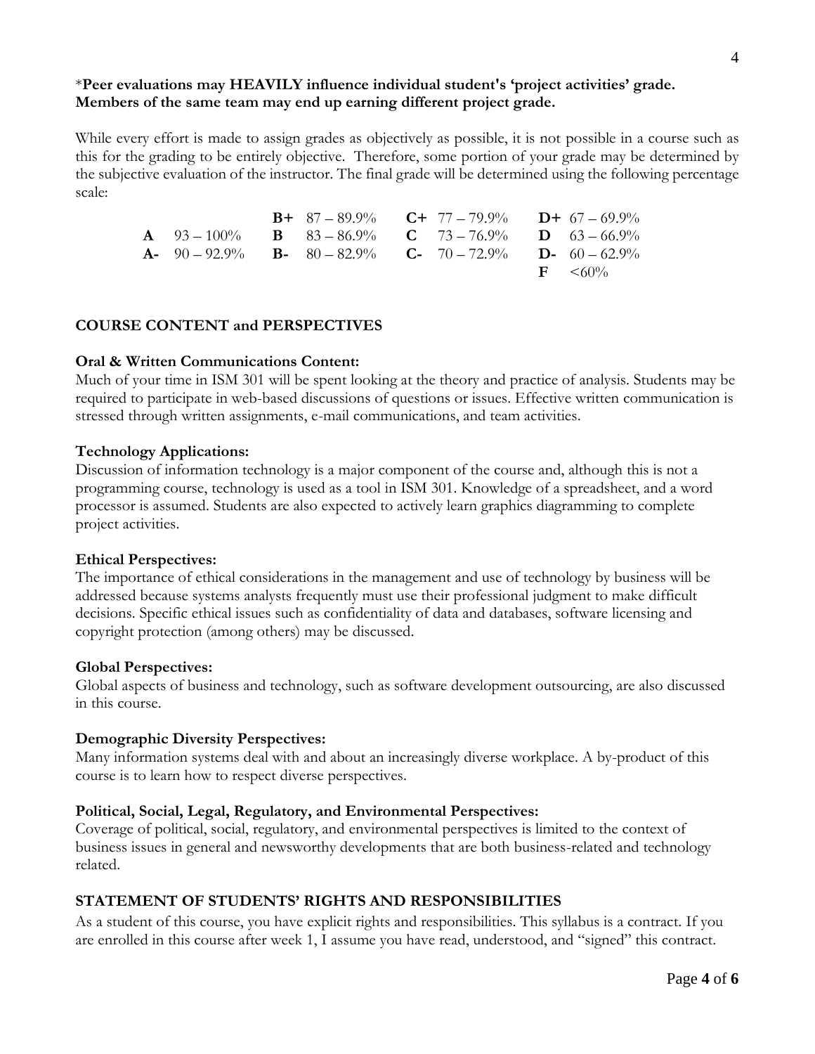\***Peer evaluations may HEAVILY influence individual student's 'project activities' grade. Members of the same team may end up earning different project grade.**

While every effort is made to assign grades as objectively as possible, it is not possible in a course such as this for the grading to be entirely objective. Therefore, some portion of your grade may be determined by the subjective evaluation of the instructor. The final grade will be determined using the following percentage scale:

| | | | |
|---|---|---|---|
| | **B+** 87 – 89.9% | **C+** 77 – 79.9% | **D+** 67 – 69.9% |
| **A** 93 – 100% | **B** 83 – 86.9% | **C** 73 – 76.9% | **D** 63 – 66.9% |
| **A-** 90 – 92.9% | **B-** 80 – 82.9% | **C-** 70 – 72.9% | **D-** 60 – 62.9% |
| | | | **F** <60% |

## COURSE CONTENT and PERSPECTIVES

### Oral & Written Communications Content:

Much of your time in ISM 301 will be spent looking at the theory and practice of analysis. Students may be required to participate in web-based discussions of questions or issues. Effective written communication is stressed through written assignments, e-mail communications, and team activities.

### Technology Applications:

Discussion of information technology is a major component of the course and, although this is not a programming course, technology is used as a tool in ISM 301. Knowledge of a spreadsheet, and a word processor is assumed. Students are also expected to actively learn graphics diagramming to complete project activities.

### Ethical Perspectives:

The importance of ethical considerations in the management and use of technology by business will be addressed because systems analysts frequently must use their professional judgment to make difficult decisions. Specific ethical issues such as confidentiality of data and databases, software licensing and copyright protection (among others) may be discussed.

### Global Perspectives:

Global aspects of business and technology, such as software development outsourcing, are also discussed in this course.

### Demographic Diversity Perspectives:

Many information systems deal with and about an increasingly diverse workplace. A by-product of this course is to learn how to respect diverse perspectives.

### Political, Social, Legal, Regulatory, and Environmental Perspectives:

Coverage of political, social, regulatory, and environmental perspectives is limited to the context of business issues in general and newsworthy developments that are both business-related and technology related.

## STATEMENT OF STUDENTS' RIGHTS AND RESPONSIBILITIES

As a student of this course, you have explicit rights and responsibilities. This syllabus is a contract. If you are enrolled in this course after week 1, I assume you have read, understood, and "signed" this contract.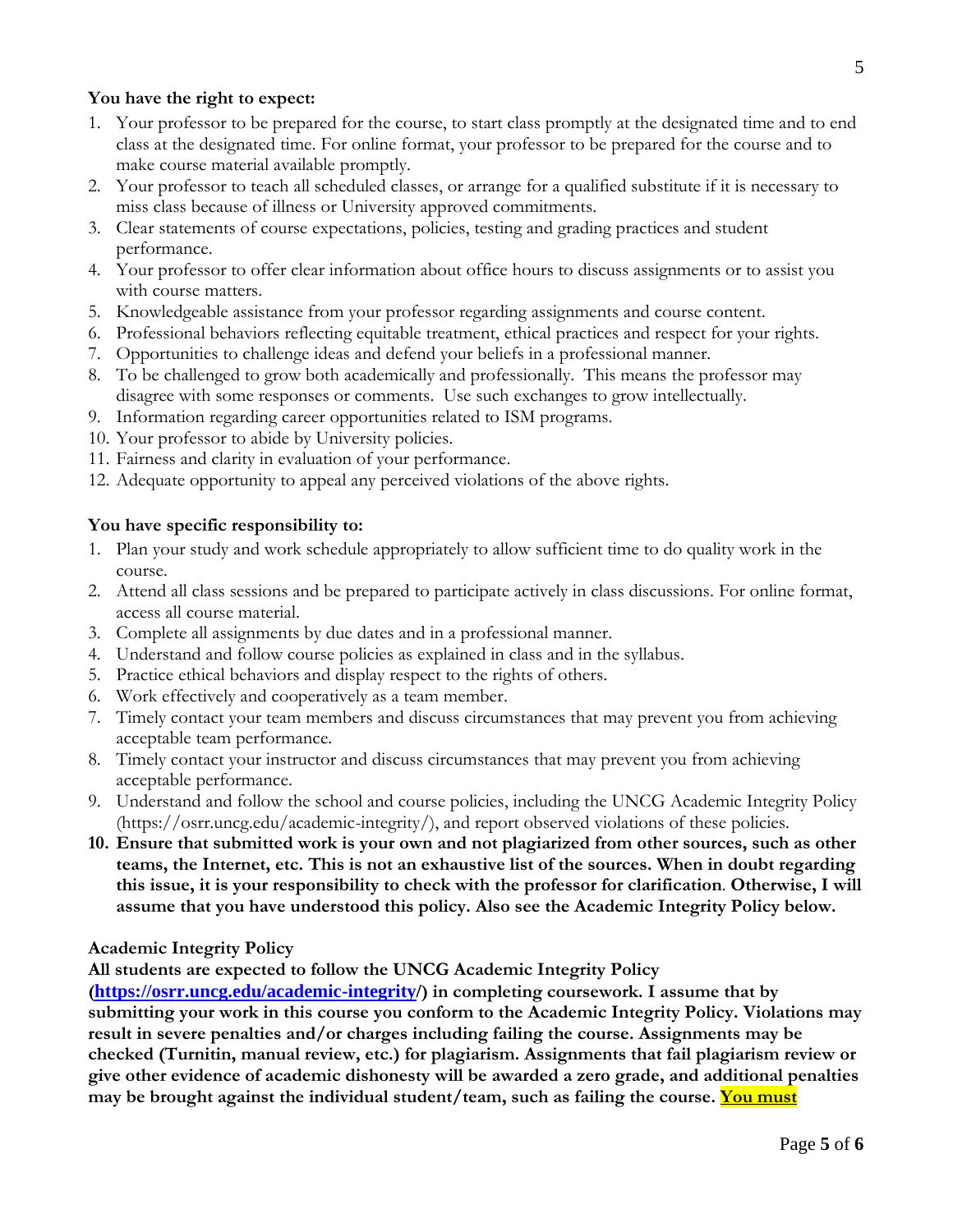**You have the right to expect:**

1. Your professor to be prepared for the course, to start class promptly at the designated time and to end class at the designated time. For online format, your professor to be prepared for the course and to make course material available promptly.
2. Your professor to teach all scheduled classes, or arrange for a qualified substitute if it is necessary to miss class because of illness or University approved commitments.
3. Clear statements of course expectations, policies, testing and grading practices and student performance.
4. Your professor to offer clear information about office hours to discuss assignments or to assist you with course matters.
5. Knowledgeable assistance from your professor regarding assignments and course content.
6. Professional behaviors reflecting equitable treatment, ethical practices and respect for your rights.
7. Opportunities to challenge ideas and defend your beliefs in a professional manner.
8. To be challenged to grow both academically and professionally. This means the professor may disagree with some responses or comments. Use such exchanges to grow intellectually.
9. Information regarding career opportunities related to ISM programs.
10. Your professor to abide by University policies.
11. Fairness and clarity in evaluation of your performance.
12. Adequate opportunity to appeal any perceived violations of the above rights.

**You have specific responsibility to:**

1. Plan your study and work schedule appropriately to allow sufficient time to do quality work in the course.
2. Attend all class sessions and be prepared to participate actively in class discussions. For online format, access all course material.
3. Complete all assignments by due dates and in a professional manner.
4. Understand and follow course policies as explained in class and in the syllabus.
5. Practice ethical behaviors and display respect to the rights of others.
6. Work effectively and cooperatively as a team member.
7. Timely contact your team members and discuss circumstances that may prevent you from achieving acceptable team performance.
8. Timely contact your instructor and discuss circumstances that may prevent you from achieving acceptable performance.
9. Understand and follow the school and course policies, including the UNCG Academic Integrity Policy (https://osrr.uncg.edu/academic-integrity/), and report observed violations of these policies.
10. **Ensure that submitted work is your own and not plagiarized from other sources, such as other teams, the Internet, etc. This is not an exhaustive list of the sources. When in doubt regarding this issue, it is your responsibility to check with the professor for clarification. Otherwise, I will assume that you have understood this policy. Also see the Academic Integrity Policy below.**

**Academic Integrity Policy**

**All students are expected to follow the UNCG Academic Integrity Policy ([https://osrr.uncg.edu/academic-integrity/](https://osrr.uncg.edu/academic-integrity/)) in completing coursework. I assume that by submitting your work in this course you conform to the Academic Integrity Policy. Violations may result in severe penalties and/or charges including failing the course. Assignments may be checked (Turnitin, manual review, etc.) for plagiarism. Assignments that fail plagiarism review or give other evidence of academic dishonesty will be awarded a zero grade, and additional penalties may be brought against the individual student/team, such as failing the course. You must**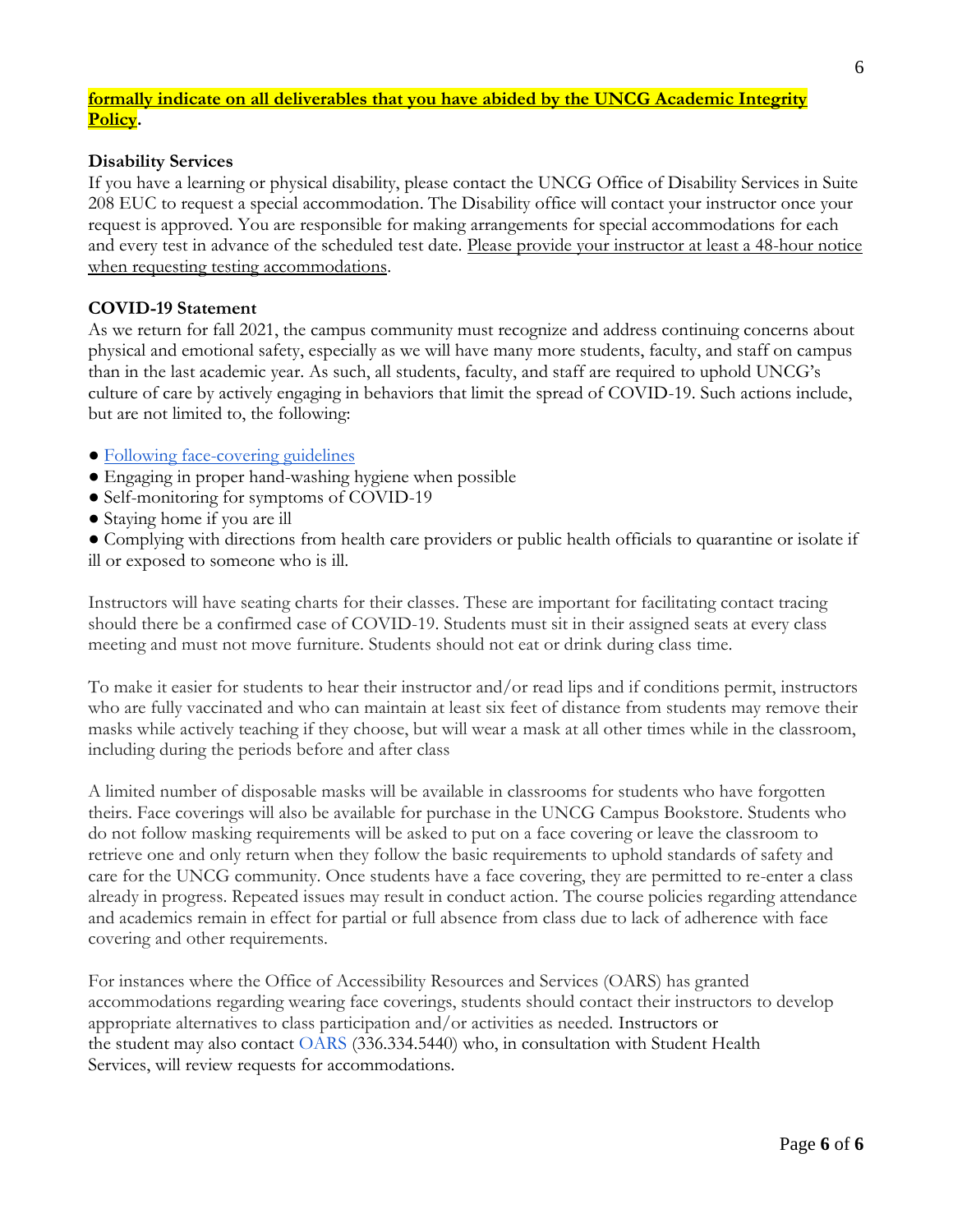**formally indicate on all deliverables that you have abided by the UNCG Academic Integrity Policy.**

**Disability Services**

If you have a learning or physical disability, please contact the UNCG Office of Disability Services in Suite 208 EUC to request a special accommodation. The Disability office will contact your instructor once your request is approved. You are responsible for making arrangements for special accommodations for each and every test in advance of the scheduled test date. Please provide your instructor at least a 48-hour notice when requesting testing accommodations.

**COVID-19 Statement**

As we return for fall 2021, the campus community must recognize and address continuing concerns about physical and emotional safety, especially as we will have many more students, faculty, and staff on campus than in the last academic year. As such, all students, faculty, and staff are required to uphold UNCG's culture of care by actively engaging in behaviors that limit the spread of COVID-19. Such actions include, but are not limited to, the following:

- Following face-covering guidelines
- Engaging in proper hand-washing hygiene when possible
- Self-monitoring for symptoms of COVID-19
- Staying home if you are ill
- Complying with directions from health care providers or public health officials to quarantine or isolate if ill or exposed to someone who is ill.

Instructors will have seating charts for their classes. These are important for facilitating contact tracing should there be a confirmed case of COVID-19. Students must sit in their assigned seats at every class meeting and must not move furniture. Students should not eat or drink during class time.

To make it easier for students to hear their instructor and/or read lips and if conditions permit, instructors who are fully vaccinated and who can maintain at least six feet of distance from students may remove their masks while actively teaching if they choose, but will wear a mask at all other times while in the classroom, including during the periods before and after class

A limited number of disposable masks will be available in classrooms for students who have forgotten theirs. Face coverings will also be available for purchase in the UNCG Campus Bookstore. Students who do not follow masking requirements will be asked to put on a face covering or leave the classroom to retrieve one and only return when they follow the basic requirements to uphold standards of safety and care for the UNCG community. Once students have a face covering, they are permitted to re-enter a class already in progress. Repeated issues may result in conduct action. The course policies regarding attendance and academics remain in effect for partial or full absence from class due to lack of adherence with face covering and other requirements.

For instances where the Office of Accessibility Resources and Services (OARS) has granted accommodations regarding wearing face coverings, students should contact their instructors to develop appropriate alternatives to class participation and/or activities as needed. Instructors or the student may also contact OARS (336.334.5440) who, in consultation with Student Health Services, will review requests for accommodations.